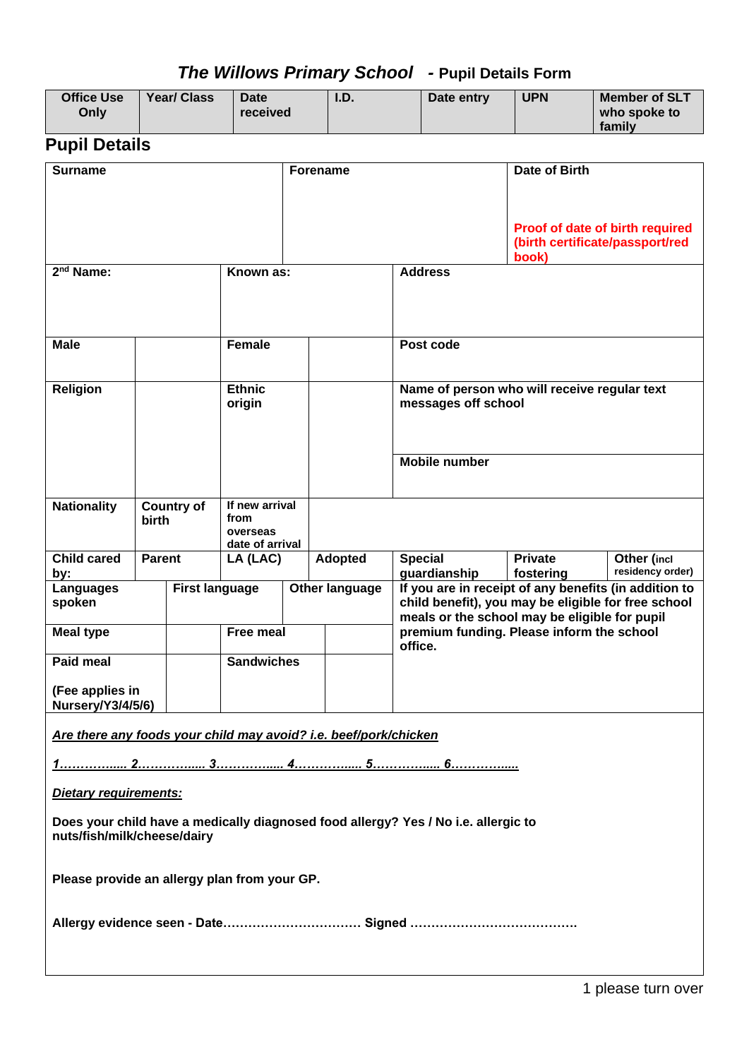# *The Willows Primary School* - Pupil Details Form

| Office Use Only | Year/ Class | Date received | I.D. | Date entry | UPN | Member of SLT who spoke to family |
|---|---|---|---|---|---|---|
| | | | | | | |

## Pupil Details

| Surname | Forename | Date of Birth<br><br>Proof of date of birth required (birth certificate/passport/red book) |
|---|---|---|

| 2nd Name: | Known as: | Address |
|---|---|---|
| Male | | Female | | Post code |
| Religion | | Ethnic origin | | Name of person who will receive regular text messages off school |
| | | | | Mobile number |

| Nationality | Country of birth | If new arrival from overseas date of arrival | |
|---|---|---|---|

| Child cared by: | Parent | LA (LAC) | Adopted | Special guardianship | Private fostering | Other (incl residency order) |
|---|---|---|---|---|---|---|

| Languages spoken | First language | Other language | If you are in receipt of any benefits (in addition to child benefit), you may be eligible for free school meals or the school may be eligible for pupil premium funding. Please inform the school office. |
|---|---|---|---|
| Meal type | | Free meal | |
| Paid meal<br><br>(Fee applies in Nursery/Y3/4/5/6) | | Sandwiches | |

***Are there any foods your child may avoid? i.e. beef/pork/chicken***

***1…………..... 2…………..... 3…………..... 4…………..... 5…………..... 6………….....***

***Dietary requirements:***

**Does your child have a medically diagnosed food allergy? Yes / No i.e. allergic to nuts/fish/milk/cheese/dairy**

**Please provide an allergy plan from your GP.**

**Allergy evidence seen - Date…………………………… Signed ………………………………….**

please turn over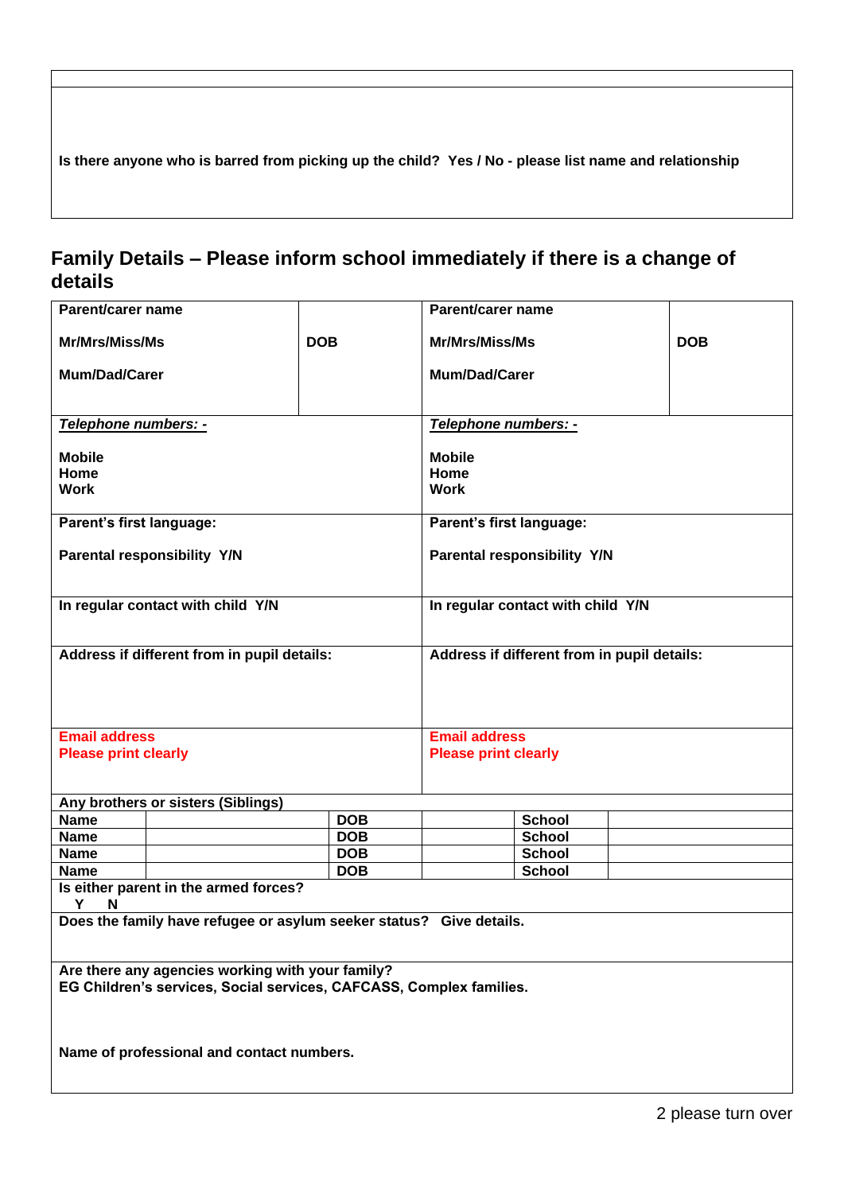| |
|---|
| Is there anyone who is barred from picking up the child? Yes / No - please list name and relationship |

## Family Details – Please inform school immediately if there is a change of details

| **Parent/carer name**<br><br>**Mr/Mrs/Miss/Ms**<br><br>**Mum/Dad/Carer** | **DOB** | **Parent/carer name**<br><br>**Mr/Mrs/Miss/Ms**<br><br>**Mum/Dad/Carer** | **DOB** |
|---|---|---|---|
| ***Telephone numbers: -***<br><br>**Mobile**<br>**Home**<br>**Work** | | ***Telephone numbers: -***<br><br>**Mobile**<br>**Home**<br>**Work** | |
| **Parent's first language:**<br><br>**Parental responsibility Y/N** | | **Parent's first language:**<br><br>**Parental responsibility Y/N** | |
| **In regular contact with child Y/N** | | **In regular contact with child Y/N** | |
| **Address if different from in pupil details:** | | **Address if different from in pupil details:** | |
| **Email address**<br>**Please print clearly** | | **Email address**<br>**Please print clearly** | |

| **Any brothers or sisters (Siblings)** | | | | | |
|---|---|---|---|---|---|
| **Name** | | **DOB** | | **School** | |
| **Name** | | **DOB** | | **School** | |
| **Name** | | **DOB** | | **School** | |
| **Name** | | **DOB** | | **School** | |

| **Is either parent in the armed forces?**<br>**Y N** |
|---|
| **Does the family have refugee or asylum seeker status? Give details.** |
| **Are there any agencies working with your family?**<br>**EG Children's services, Social services, CAFCASS, Complex families.**<br><br>**Name of professional and contact numbers.** |

please turn over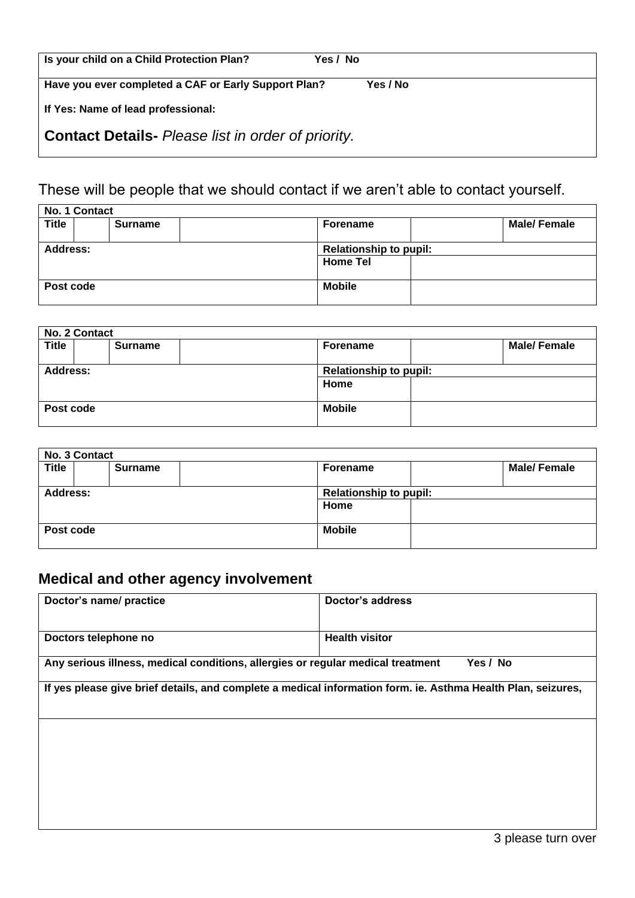| **Is your child on a Child Protection Plan?** Yes / No |
|---|
| **Have you ever completed a CAF or Early Support Plan?** Yes / No<br>**If Yes: Name of lead professional:**<br>**Contact Details-** *Please list in order of priority.* |

These will be people that we should contact if we aren't able to contact yourself.

| **No. 1 Contact** | | | | | | |
|---|---|---|---|---|---|---|
| **Title** | | **Surname** | | **Forename** | | **Male/ Female** |
| **Address:** | | | | **Relationship to pupil:** | | |
| | | | | **Home Tel** | | |
| **Post code** | | | | **Mobile** | | |

| **No. 2 Contact** | | | | | | |
|---|---|---|---|---|---|---|
| **Title** | | **Surname** | | **Forename** | | **Male/ Female** |
| **Address:** | | | | **Relationship to pupil:** | | |
| | | | | **Home** | | |
| **Post code** | | | | **Mobile** | | |

| **No. 3 Contact** | | | | | | |
|---|---|---|---|---|---|---|
| **Title** | | **Surname** | | **Forename** | | **Male/ Female** |
| **Address:** | | | | **Relationship to pupil:** | | |
| | | | | **Home** | | |
| **Post code** | | | | **Mobile** | | |

## Medical and other agency involvement

| **Doctor's name/ practice** | **Doctor's address** |
|---|---|
| **Doctors telephone no** | **Health visitor** |
| **Any serious illness, medical conditions, allergies or regular medical treatment** Yes / No | |
| **If yes please give brief details, and complete a medical information form. ie. Asthma Health Plan, seizures,** | |
| | |

please turn over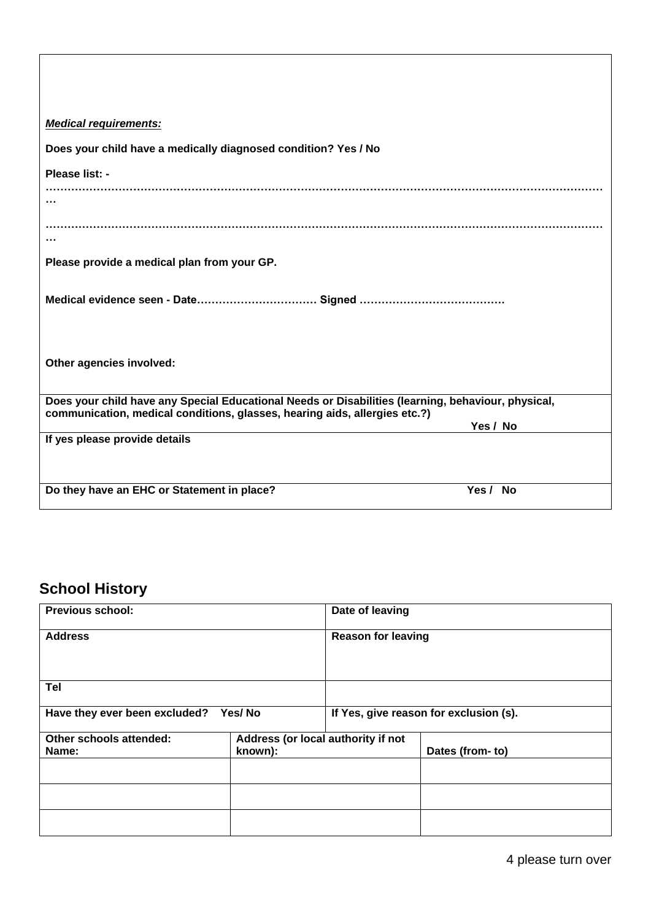***Medical requirements:***

**Does your child have a medically diagnosed condition? Yes / No**

**Please list: -**

**……………………………………………………………………………………………………………………………………**

**……………………………………………………………………………………………………………………………………**

**Please provide a medical plan from your GP.**

**Medical evidence seen - Date…………………………… Signed ………………………………….**

**Other agencies involved:**

**Does your child have any Special Educational Needs or Disabilities (learning, behaviour, physical, communication, medical conditions, glasses, hearing aids, allergies etc.?)** **Yes / No**

**If yes please provide details**

**Do they have an EHC or Statement in place?** **Yes / No**

## School History

| **Previous school:** | | **Date of leaving** |
|---|---|---|
| **Address** | | **Reason for leaving** |
| **Tel** | | |
| **Have they ever been excluded? Yes/ No** | | **If Yes, give reason for exclusion (s).** |
| **Other schools attended: Name:** | **Address (or local authority if not known):** | **Dates (from- to)** |
| | | |
| | | |
| | | |

please turn over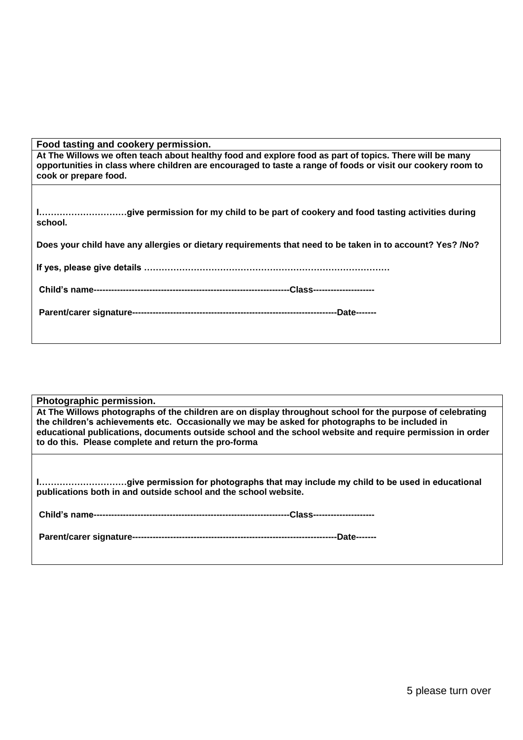**Food tasting and cookery permission.**

**At The Willows we often teach about healthy food and explore food as part of topics. There will be many opportunities in class where children are encouraged to taste a range of foods or visit our cookery room to cook or prepare food.**

**I…………………………give permission for my child to be part of cookery and food tasting activities during school.**

**Does your child have any allergies or dietary requirements that need to be taken in to account? Yes? /No?**

**If yes, please give details ……………………………………………………………………………**

**Child's name------------------------------------------------------------------Class---------------------**

**Parent/carer signature-----------------------------------------------------------------------Date-------**

**Photographic permission.**

**At The Willows photographs of the children are on display throughout school for the purpose of celebrating the children's achievements etc. Occasionally we may be asked for photographs to be included in educational publications, documents outside school and the school website and require permission in order to do this. Please complete and return the pro-forma**

**I…………………………give permission for photographs that may include my child to be used in educational publications both in and outside school and the school website.**

**Child's name------------------------------------------------------------------Class---------------------**

**Parent/carer signature-----------------------------------------------------------------------Date-------**

please turn over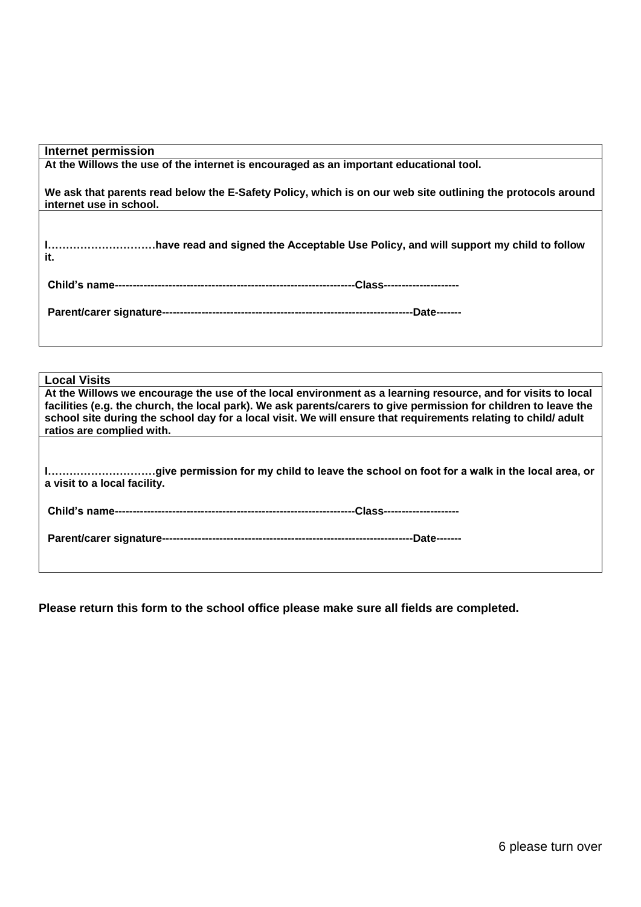| Internet permission |
| --- |
| **At the Willows the use of the internet is encouraged as an important educational tool.**<br><br>**We ask that parents read below the E-Safety Policy, which is on our web site outlining the protocols around internet use in school.** |
| **I…………………………have read and signed the Acceptable Use Policy, and will support my child to follow it.**<br><br>**Child's name-------------------------------------------------------------------Class---------------------**<br><br>**Parent/carer signature-------------------------------------------------------------------------Date-------** |

| Local Visits |
| --- |
| **At the Willows we encourage the use of the local environment as a learning resource, and for visits to local facilities (e.g. the church, the local park). We ask parents/carers to give permission for children to leave the school site during the school day for a local visit. We will ensure that requirements relating to child/ adult ratios are complied with.** |
| **I…………………………give permission for my child to leave the school on foot for a walk in the local area, or a visit to a local facility.**<br><br>**Child's name-------------------------------------------------------------------Class---------------------**<br><br>**Parent/carer signature-------------------------------------------------------------------------Date-------** |

**Please return this form to the school office please make sure all fields are completed.**

please turn over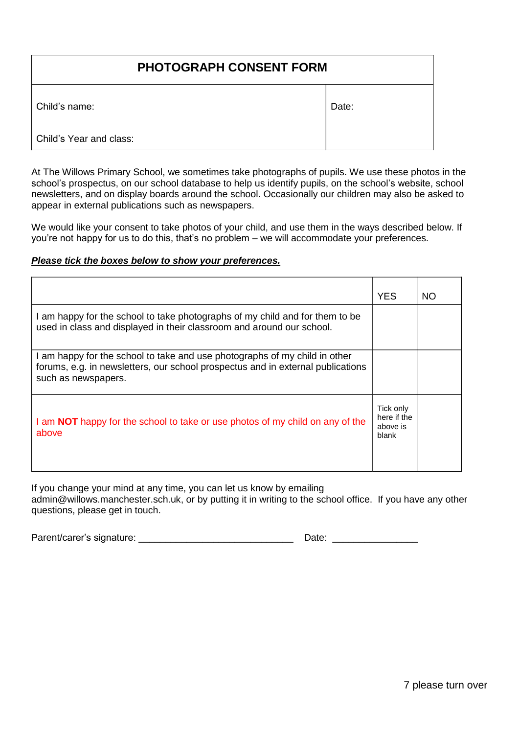| PHOTOGRAPH CONSENT FORM | |
|---|---|
| Child's name:<br><br>Child's Year and class: | Date: |

At The Willows Primary School, we sometimes take photographs of pupils. We use these photos in the school's prospectus, on our school database to help us identify pupils, on the school's website, school newsletters, and on display boards around the school. Occasionally our children may also be asked to appear in external publications such as newspapers.

We would like your consent to take photos of your child, and use them in the ways described below. If you're not happy for us to do this, that's no problem – we will accommodate your preferences.

***Please tick the boxes below to show your preferences.***

| | YES | NO |
|---|---|---|
| I am happy for the school to take photographs of my child and for them to be used in class and displayed in their classroom and around our school. | | |
| I am happy for the school to take and use photographs of my child in other forums, e.g. in newsletters, our school prospectus and in external publications such as newspapers. | | |
| I am **NOT** happy for the school to take or use photos of my child on any of the above | Tick only here if the above is blank | |

If you change your mind at any time, you can let us know by emailing admin@willows.manchester.sch.uk, or by putting it in writing to the school office. If you have any other questions, please get in touch.

Parent/carer's signature: _____________________________ Date: ________________

please turn over